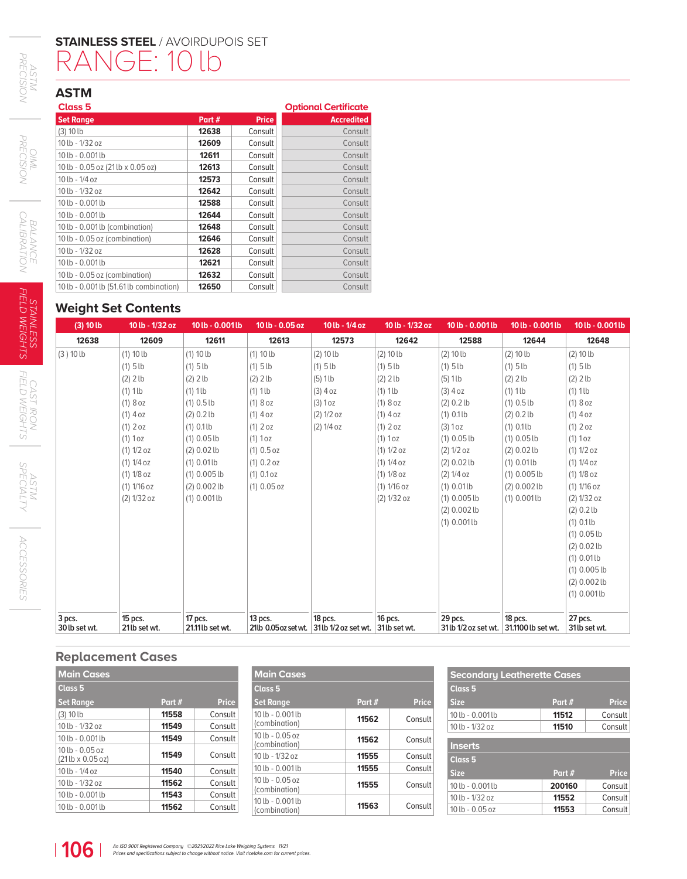# STAINLESS STEEL / AVOIRDUPOIS SET

# RANGE: 10 lb

## ASTM

**Class 5** / **Optional Certificate**

| Set Range | Part # | Price | Accredited |
|---|---|---|---|
| (3) 10 lb | 12638 | Consult | Consult |
| 10 lb - 1/32 oz | 12609 | Consult | Consult |
| 10 lb - 0.001 lb | 12611 | Consult | Consult |
| 10 lb - 0.05 oz (21 lb x 0.05 oz) | 12613 | Consult | Consult |
| 10 lb - 1/4 oz | 12573 | Consult | Consult |
| 10 lb - 1/32 oz | 12642 | Consult | Consult |
| 10 lb - 0.001 lb | 12588 | Consult | Consult |
| 10 lb - 0.001 lb | 12644 | Consult | Consult |
| 10 lb - 0.001 lb (combination) | 12648 | Consult | Consult |
| 10 lb - 0.05 oz (combination) | 12646 | Consult | Consult |
| 10 lb - 1/32 oz | 12628 | Consult | Consult |
| 10 lb - 0.001 lb | 12621 | Consult | Consult |
| 10 lb - 0.05 oz (combination) | 12632 | Consult | Consult |
| 10 lb - 0.001 lb (51.61 lb combination) | 12650 | Consult | Consult |

## Weight Set Contents

| (3) 10 lb | 10 lb - 1/32 oz | 10 lb - 0.001 lb | 10 lb - 0.05 oz | 10 lb - 1/4 oz | 10 lb - 1/32 oz | 10 lb - 0.001 lb | 10 lb - 0.001 lb | 10 lb - 0.001 lb |
|---|---|---|---|---|---|---|---|---|
| 12638 | 12609 | 12611 | 12613 | 12573 | 12642 | 12588 | 12644 | 12648 |
| (3) 10 lb | (1) 10 lb | (1) 10 lb | (1) 10 lb | (2) 10 lb | (2) 10 lb | (2) 10 lb | (2) 10 lb | (2) 10 lb |
| | (1) 5 lb | (1) 5 lb | (1) 5 lb | (1) 5 lb | (1) 5 lb | (1) 5 lb | (1) 5 lb | (1) 5 lb |
| | (2) 2 lb | (2) 2 lb | (2) 2 lb | (5) 1 lb | (2) 2 lb | (5) 1 lb | (2) 2 lb | (2) 2 lb |
| | (1) 1 lb | (1) 1 lb | (1) 1 lb | (3) 4 oz | (1) 1 lb | (3) 4 oz | (1) 1 lb | (1) 1 lb |
| | (1) 8 oz | (1) 0.5 lb | (1) 8 oz | (3) 1 oz | (1) 8 oz | (2) 0.2 lb | (1) 0.5 lb | (1) 8 oz |
| | (1) 4 oz | (2) 0.2 lb | (1) 4 oz | (2) 1/2 oz | (1) 4 oz | (1) 0.1 lb | (2) 0.2 lb | (1) 4 oz |
| | (1) 2 oz | (1) 0.1 lb | (1) 2 oz | (2) 1/4 oz | (1) 2 oz | (3) 1 oz | (1) 0.1 lb | (1) 2 oz |
| | (1) 1 oz | (1) 0.05 lb | (1) 1 oz | | (1) 1 oz | (1) 0.05 lb | (1) 0.05 lb | (1) 1 oz |
| | (1) 1/2 oz | (2) 0.02 lb | (1) 0.5 oz | | (1) 1/2 oz | (2) 1/2 oz | (2) 0.02 lb | (1) 1/2 oz |
| | (1) 1/4 oz | (1) 0.01 lb | (1) 0.2 oz | | (1) 1/4 oz | (2) 0.02 lb | (1) 0.01 lb | (1) 1/4 oz |
| | (1) 1/8 oz | (1) 0.005 lb | (1) 0.1 oz | | (1) 1/8 oz | (2) 1/4 oz | (1) 0.005 lb | (1) 1/8 oz |
| | (1) 1/16 oz | (2) 0.002 lb | (1) 0.05 oz | | (1) 1/16 oz | (1) 0.01 lb | (2) 0.002 lb | (1) 1/16 oz |
| | (2) 1/32 oz | (1) 0.001 lb | | | (2) 1/32 oz | (1) 0.005 lb | (1) 0.001 lb | (2) 1/32 oz |
| | | | | | | (2) 0.002 lb | | (2) 0.2 lb |
| | | | | | | (1) 0.001 lb | | (1) 0.1 lb |
| | | | | | | | | (1) 0.05 lb |
| | | | | | | | | (2) 0.02 lb |
| | | | | | | | | (1) 0.01 lb |
| | | | | | | | | (1) 0.005 lb |
| | | | | | | | | (2) 0.002 lb |
| | | | | | | | | (1) 0.001 lb |
| 3 pcs. 30 lb set wt. | 15 pcs. 21 lb set wt. | 17 pcs. 21.11 lb set wt. | 13 pcs. 21 lb 0.05 oz set wt. | 18 pcs. 31 lb 1/2 oz set wt. | 16 pcs. 31 lb set wt. | 29 pcs. 31 lb 1/2 oz set wt. | 18 pcs. 31.1100 lb set wt. | 27 pcs. 31 lb set wt. |

## Replacement Cases

**Main Cases** — Class 5

| Set Range | Part # | Price |
|---|---|---|
| (3) 10 lb | 11558 | Consult |
| 10 lb - 1/32 oz | 11549 | Consult |
| 10 lb - 0.001 lb | 11549 | Consult |
| 10 lb - 0.05 oz (21 lb x 0.05 oz) | 11549 | Consult |
| 10 lb - 1/4 oz | 11540 | Consult |
| 10 lb - 1/32 oz | 11562 | Consult |
| 10 lb - 0.001 lb | 11543 | Consult |
| 10 lb - 0.001 lb | 11562 | Consult |

**Main Cases** — Class 5

| Set Range | Part # | Price |
|---|---|---|
| 10 lb - 0.001 lb (combination) | 11562 | Consult |
| 10 lb - 0.05 oz (combination) | 11562 | Consult |
| 10 lb - 1/32 oz | 11555 | Consult |
| 10 lb - 0.001 lb | 11555 | Consult |
| 10 lb - 0.05 oz (combination) | 11555 | Consult |
| 10 lb - 0.001 lb (combination) | 11563 | Consult |

**Secondary Leatherette Cases** — Class 5

| Size | Part # | Price |
|---|---|---|
| 10 lb - 0.001 lb | 11512 | Consult |
| 10 lb - 1/32 oz | 11510 | Consult |

**Inserts** — Class 5

| Size | Part # | Price |
|---|---|---|
| 10 lb - 0.001 lb | 200160 | Consult |
| 10 lb - 1/32 oz | 11552 | Consult |
| 10 lb - 0.05 oz | 11553 | Consult |

*An ISO 9001 Registered Company ©2021/2022 Rice Lake Weighing Systems 11/21*
*Prices and specifications subject to change without notice. Visit ricelake.com for current prices.*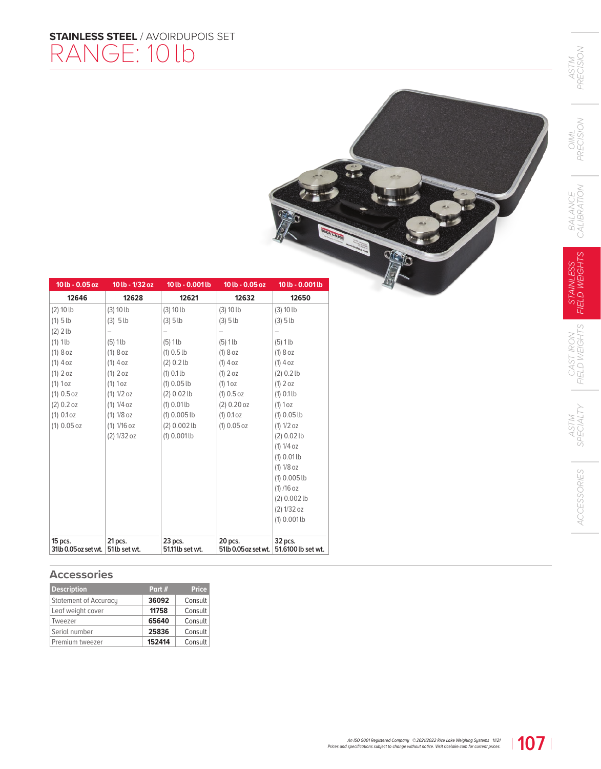**STAINLESS STEEL** / AVOIRDUPOIS SET

# RANGE: 10 lb

| 10 lb - 0.05 oz | 10 lb - 1/32 oz | 10 lb - 0.001 lb | 10 lb - 0.05 oz | 10 lb - 0.001 lb |
|---|---|---|---|---|
| **12646** | **12628** | **12621** | **12632** | **12650** |
| (2) 10 lb | (3) 10 lb | (3) 10 lb | (3) 10 lb | (3) 10 lb |
| (1) 5 lb | (3) 5 lb | (3) 5 lb | (3) 5 lb | (3) 5 lb |
| (2) 2 lb | – | – | – | – |
| (1) 1 lb | (5) 1 lb | (5) 1 lb | (5) 1 lb | (5) 1 lb |
| (1) 8 oz | (1) 8 oz | (1) 0.5 lb | (1) 8 oz | (1) 8 oz |
| (1) 4 oz | (1) 4 oz | (2) 0.2 lb | (1) 4 oz | (1) 4 oz |
| (1) 2 oz | (1) 2 oz | (1) 0.1 lb | (1) 2 oz | (2) 0.2 lb |
| (1) 1 oz | (1) 1 oz | (1) 0.05 lb | (1) 1 oz | (1) 2 oz |
| (1) 0.5 oz | (1) 1/2 oz | (2) 0.02 lb | (1) 0.5 oz | (1) 0.1 lb |
| (2) 0.2 oz | (1) 1/4 oz | (1) 0.01 lb | (2) 0.20 oz | (1) 1 oz |
| (1) 0.1 oz | (1) 1/8 oz | (1) 0.005 lb | (1) 0.1 oz | (1) 0.05 lb |
| (1) 0.05 oz | (1) 1/16 oz | (2) 0.002 lb | (1) 0.05 oz | (1) 1/2 oz |
| | (2) 1/32 oz | (1) 0.001 lb | | (2) 0.02 lb |
| | | | | (1) 1/4 oz |
| | | | | (1) 0.01 lb |
| | | | | (1) 1/8 oz |
| | | | | (1) 0.005 lb |
| | | | | (1) /16 oz |
| | | | | (2) 0.002 lb |
| | | | | (2) 1/32 oz |
| | | | | (1) 0.001 lb |
| 15 pcs. 31 lb 0.05 oz set wt. | 21 pcs. 51 lb set wt. | 23 pcs. 51.11 lb set wt. | 20 pcs. 51 lb 0.05 oz set wt. | 32 pcs. 51.6100 lb set wt. |

## Accessories

| Description | Part # | Price |
|---|---|---|
| Statement of Accuracy | **36092** | Consult |
| Leaf weight cover | **11758** | Consult |
| Tweezer | **65640** | Consult |
| Serial number | **25836** | Consult |
| Premium tweezer | **152414** | Consult |

*An ISO 9001 Registered Company ©2021/2022 Rice Lake Weighing Systems 11/21*
*Prices and specifications subject to change without notice. Visit ricelake.com for current prices.*